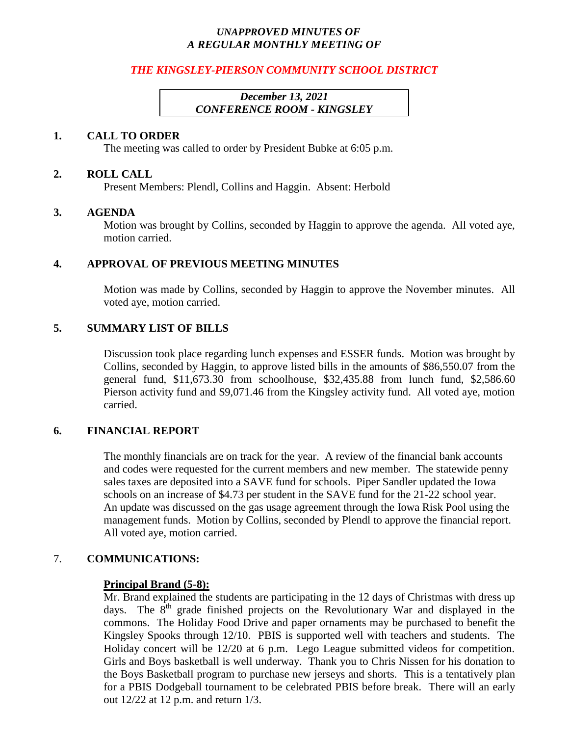*UNAPPROVED MINUTES OF*
*A REGULAR MONTHLY MEETING OF*

***THE KINGSLEY-PIERSON COMMUNITY SCHOOL DISTRICT***

***December 13, 2021***
***CONFERENCE ROOM - KINGSLEY***

**1. CALL TO ORDER**

The meeting was called to order by President Bubke at 6:05 p.m.

**2. ROLL CALL**

Present Members: Plendl, Collins and Haggin. Absent: Herbold

**3. AGENDA**

Motion was brought by Collins, seconded by Haggin to approve the agenda. All voted aye, motion carried.

**4. APPROVAL OF PREVIOUS MEETING MINUTES**

Motion was made by Collins, seconded by Haggin to approve the November minutes. All voted aye, motion carried.

**5. SUMMARY LIST OF BILLS**

Discussion took place regarding lunch expenses and ESSER funds. Motion was brought by Collins, seconded by Haggin, to approve listed bills in the amounts of $86,550.07 from the general fund, $11,673.30 from schoolhouse, $32,435.88 from lunch fund, $2,586.60 Pierson activity fund and $9,071.46 from the Kingsley activity fund. All voted aye, motion carried.

**6. FINANCIAL REPORT**

The monthly financials are on track for the year. A review of the financial bank accounts and codes were requested for the current members and new member. The statewide penny sales taxes are deposited into a SAVE fund for schools. Piper Sandler updated the Iowa schools on an increase of $4.73 per student in the SAVE fund for the 21-22 school year. An update was discussed on the gas usage agreement through the Iowa Risk Pool using the management funds. Motion by Collins, seconded by Plendl to approve the financial report. All voted aye, motion carried.

7. **COMMUNICATIONS:**

**Principal Brand (5-8):**

Mr. Brand explained the students are participating in the 12 days of Christmas with dress up days. The 8th grade finished projects on the Revolutionary War and displayed in the commons. The Holiday Food Drive and paper ornaments may be purchased to benefit the Kingsley Spooks through 12/10. PBIS is supported well with teachers and students. The Holiday concert will be 12/20 at 6 p.m. Lego League submitted videos for competition. Girls and Boys basketball is well underway. Thank you to Chris Nissen for his donation to the Boys Basketball program to purchase new jerseys and shorts. This is a tentatively plan for a PBIS Dodgeball tournament to be celebrated PBIS before break. There will an early out 12/22 at 12 p.m. and return 1/3.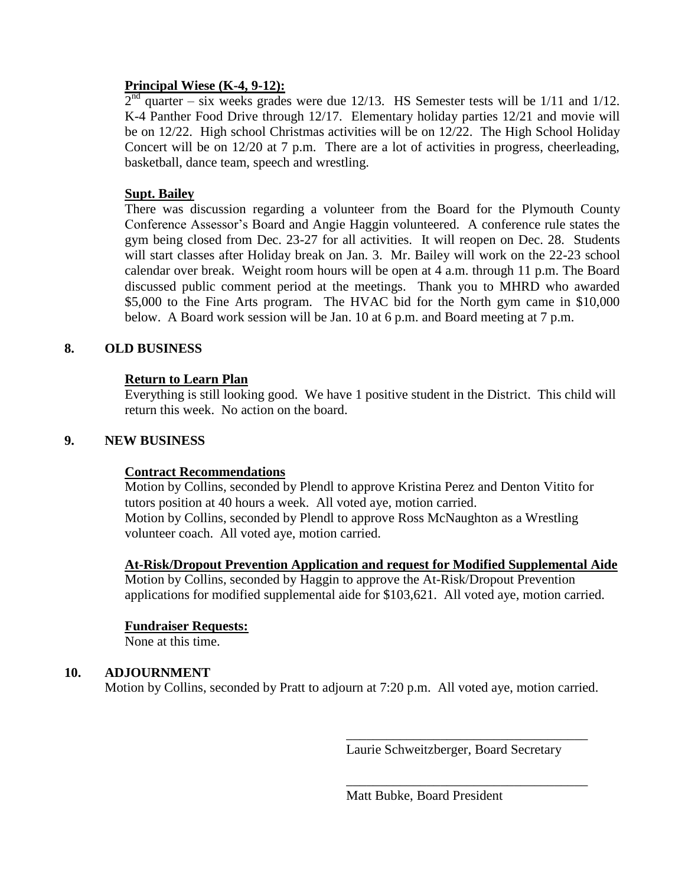**Principal Wiese (K-4, 9-12):**

2nd quarter – six weeks grades were due 12/13. HS Semester tests will be 1/11 and 1/12. K-4 Panther Food Drive through 12/17. Elementary holiday parties 12/21 and movie will be on 12/22. High school Christmas activities will be on 12/22. The High School Holiday Concert will be on 12/20 at 7 p.m. There are a lot of activities in progress, cheerleading, basketball, dance team, speech and wrestling.

**Supt. Bailey**

There was discussion regarding a volunteer from the Board for the Plymouth County Conference Assessor's Board and Angie Haggin volunteered. A conference rule states the gym being closed from Dec. 23-27 for all activities. It will reopen on Dec. 28. Students will start classes after Holiday break on Jan. 3. Mr. Bailey will work on the 22-23 school calendar over break. Weight room hours will be open at 4 a.m. through 11 p.m. The Board discussed public comment period at the meetings. Thank you to MHRD who awarded $5,000 to the Fine Arts program. The HVAC bid for the North gym came in $10,000 below. A Board work session will be Jan. 10 at 6 p.m. and Board meeting at 7 p.m.

## 8. OLD BUSINESS

**Return to Learn Plan**

Everything is still looking good. We have 1 positive student in the District. This child will return this week. No action on the board.

## 9. NEW BUSINESS

**Contract Recommendations**

Motion by Collins, seconded by Plendl to approve Kristina Perez and Denton Vitito for tutors position at 40 hours a week. All voted aye, motion carried.
Motion by Collins, seconded by Plendl to approve Ross McNaughton as a Wrestling volunteer coach. All voted aye, motion carried.

**At-Risk/Dropout Prevention Application and request for Modified Supplemental Aide**

Motion by Collins, seconded by Haggin to approve the At-Risk/Dropout Prevention applications for modified supplemental aide for $103,621. All voted aye, motion carried.

**Fundraiser Requests:**

None at this time.

## 10. ADJOURNMENT

Motion by Collins, seconded by Pratt to adjourn at 7:20 p.m. All voted aye, motion carried.

\_\_\_\_\_\_\_\_\_\_\_\_\_\_\_\_\_\_\_\_\_\_\_\_\_\_\_\_\_\_\_\_\_\_\_\_\_

Laurie Schweitzberger, Board Secretary

\_\_\_\_\_\_\_\_\_\_\_\_\_\_\_\_\_\_\_\_\_\_\_\_\_\_\_\_\_\_\_\_\_\_\_\_\_

Matt Bubke, Board President